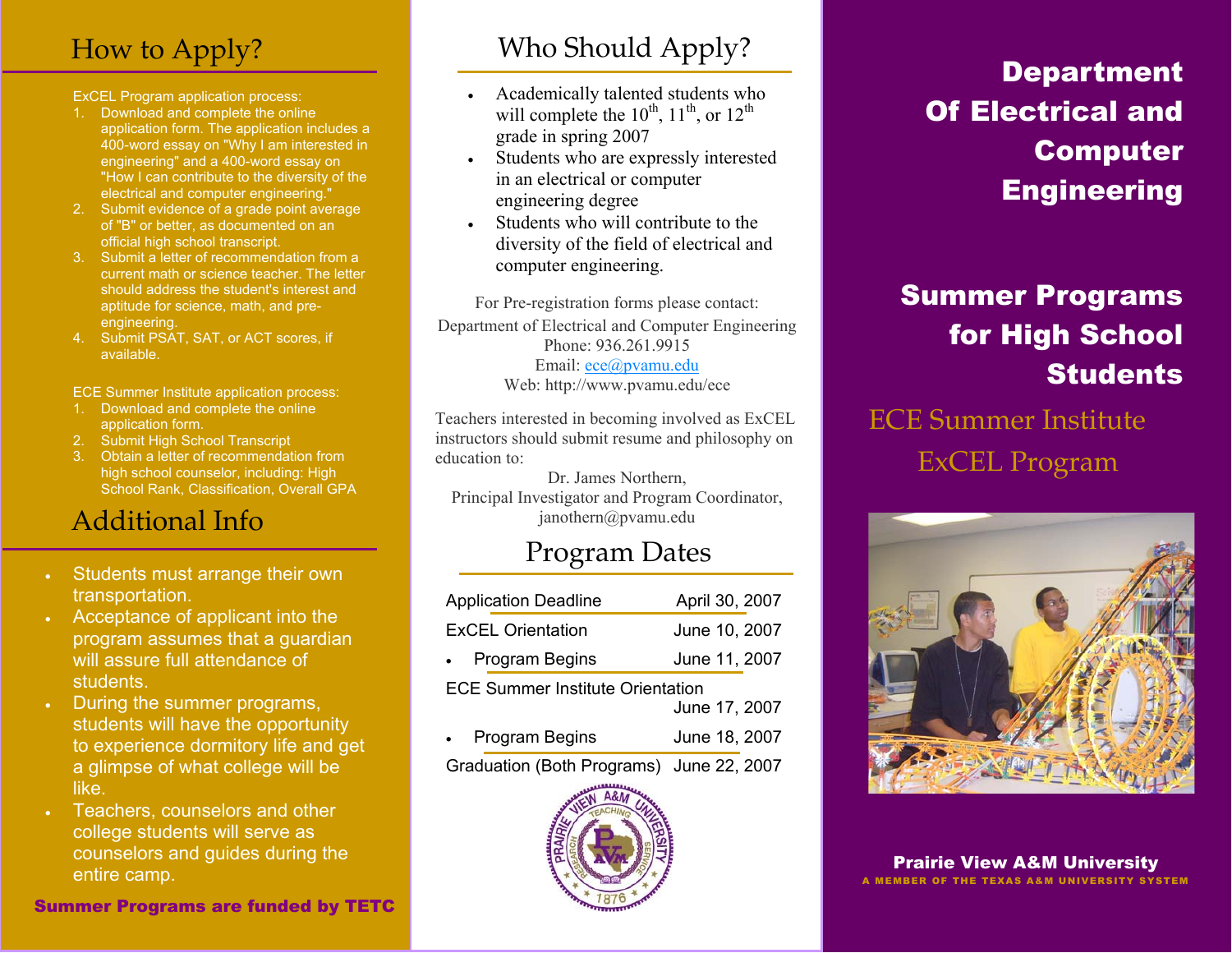## How to Apply?

ExCEL Program application process:

1. Download and complete the online application form. The application includes a 400-word essay on "Why I am interested in engineering" and a 400-word essay on "How I can contribute to the diversity of the electrical and computer engineering."
2. Submit evidence of a grade point average of "B" or better, as documented on an official high school transcript.
3. Submit a letter of recommendation from a current math or science teacher. The letter should address the student's interest and aptitude for science, math, and pre-engineering.
4. Submit PSAT, SAT, or ACT scores, if available.

ECE Summer Institute application process:

1. Download and complete the online application form.
2. Submit High School Transcript
3. Obtain a letter of recommendation from high school counselor, including: High School Rank, Classification, Overall GPA

## Additional Info

- Students must arrange their own transportation.
- Acceptance of applicant into the program assumes that a guardian will assure full attendance of students.
- During the summer programs, students will have the opportunity to experience dormitory life and get a glimpse of what college will be like.
- Teachers, counselors and other college students will serve as counselors and guides during the entire camp.

**Summer Programs are funded by TETC**

## Who Should Apply?

- Academically talented students who will complete the 10th, 11th, or 12th grade in spring 2007
- Students who are expressly interested in an electrical or computer engineering degree
- Students who will contribute to the diversity of the field of electrical and computer engineering.

For Pre-registration forms please contact:
Department of Electrical and Computer Engineering
Phone: 936.261.9915
Email: ece@pvamu.edu
Web: http://www.pvamu.edu/ece

Teachers interested in becoming involved as ExCEL instructors should submit resume and philosophy on education to:

Dr. James Northern,
Principal Investigator and Program Coordinator,
janothern@pvamu.edu

## Program Dates

| Event | Date |
| --- | --- |
| Application Deadline | April 30, 2007 |
| ExCEL Orientation | June 10, 2007 |
| • Program Begins | June 11, 2007 |
| ECE Summer Institute Orientation | June 17, 2007 |
| • Program Begins | June 18, 2007 |
| Graduation (Both Programs) | June 22, 2007 |

# Department Of Electrical and Computer Engineering

# Summer Programs for High School Students

ECE Summer Institute

ExCEL Program

**Prairie View A&M University**

A MEMBER OF THE TEXAS A&M UNIVERSITY SYSTEM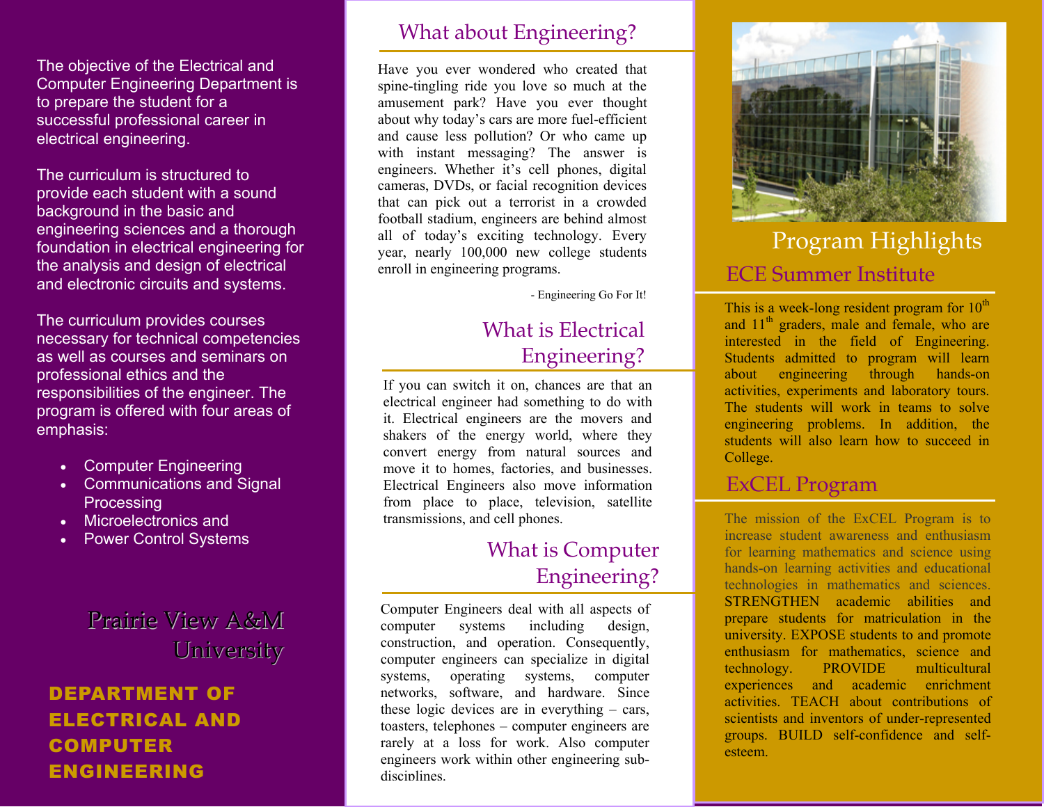The objective of the Electrical and Computer Engineering Department is to prepare the student for a successful professional career in electrical engineering.

The curriculum is structured to provide each student with a sound background in the basic and engineering sciences and a thorough foundation in electrical engineering for the analysis and design of electrical and electronic circuits and systems.

The curriculum provides courses necessary for technical competencies as well as courses and seminars on professional ethics and the responsibilities of the engineer. The program is offered with four areas of emphasis:

- Computer Engineering
- Communications and Signal Processing
- Microelectronics and
- Power Control Systems

# Prairie View A&M University

**DEPARTMENT OF ELECTRICAL AND COMPUTER ENGINEERING**

## What about Engineering?

Have you ever wondered who created that spine-tingling ride you love so much at the amusement park? Have you ever thought about why today's cars are more fuel-efficient and cause less pollution? Or who came up with instant messaging? The answer is engineers. Whether it's cell phones, digital cameras, DVDs, or facial recognition devices that can pick out a terrorist in a crowded football stadium, engineers are behind almost all of today's exciting technology. Every year, nearly 100,000 new college students enroll in engineering programs.

- Engineering Go For It!

## What is Electrical Engineering?

If you can switch it on, chances are that an electrical engineer had something to do with it. Electrical engineers are the movers and shakers of the energy world, where they convert energy from natural sources and move it to homes, factories, and businesses. Electrical Engineers also move information from place to place, television, satellite transmissions, and cell phones.

## What is Computer Engineering?

Computer Engineers deal with all aspects of computer systems including design, construction, and operation. Consequently, computer engineers can specialize in digital systems, operating systems, computer networks, software, and hardware. Since these logic devices are in everything – cars, toasters, telephones – computer engineers are rarely at a loss for work. Also computer engineers work within other engineering sub-disciplines.

## Program Highlights

### ECE Summer Institute

This is a week-long resident program for $10^{th}$ and $11^{th}$ graders, male and female, who are interested in the field of Engineering. Students admitted to program will learn about engineering through hands-on activities, experiments and laboratory tours. The students will work in teams to solve engineering problems. In addition, the students will also learn how to succeed in College.

### ExCEL Program

The mission of the ExCEL Program is to increase student awareness and enthusiasm for learning mathematics and science using hands-on learning activities and educational technologies in mathematics and sciences. STRENGTHEN academic abilities and prepare students for matriculation in the university. EXPOSE students to and promote enthusiasm for mathematics, science and technology. PROVIDE multicultural experiences and academic enrichment activities. TEACH about contributions of scientists and inventors of under-represented groups. BUILD self-confidence and self-esteem.